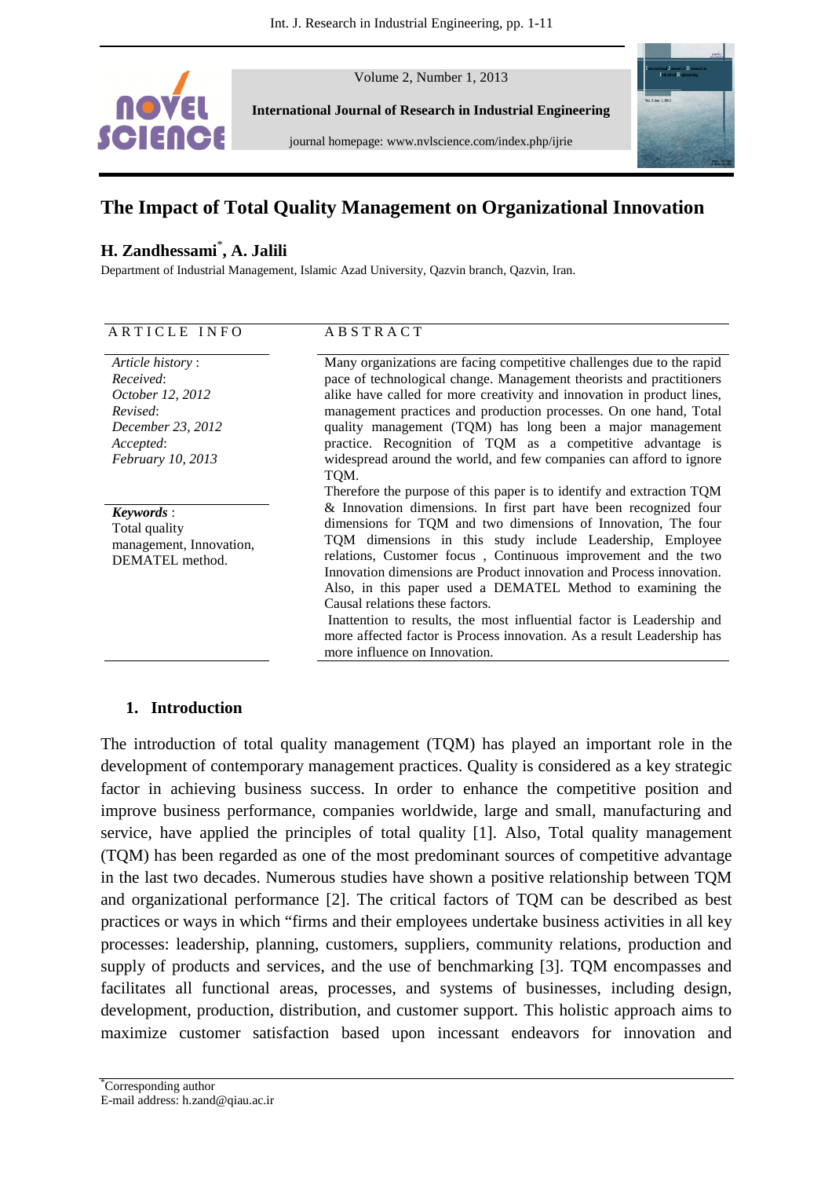# The Impact of Total Quality Management on Organizational Innovation

**H. Zandhessami[*], A. Jalili**

Department of Industrial Management, Islamic Azad University, Qazvin branch, Qazvin, Iran.

**ARTICLE INFO**

*Article history* :
*Received*:
*October 12, 2012*
*Revised*:
*December 23, 2012*
*Accepted*:
*February 10, 2013*

***Keywords*** :
Total quality management, Innovation, DEMATEL method.

**ABSTRACT**

Many organizations are facing competitive challenges due to the rapid pace of technological change. Management theorists and practitioners alike have called for more creativity and innovation in product lines, management practices and production processes. On one hand, Total quality management (TQM) has long been a major management practice. Recognition of TQM as a competitive advantage is widespread around the world, and few companies can afford to ignore TQM.

Therefore the purpose of this paper is to identify and extraction TQM & Innovation dimensions. In first part have been recognized four dimensions for TQM and two dimensions of Innovation, The four TQM dimensions in this study include Leadership, Employee relations, Customer focus , Continuous improvement and the two Innovation dimensions are Product innovation and Process innovation. Also, in this paper used a DEMATEL Method to examining the Causal relations these factors.

Inattention to results, the most influential factor is Leadership and more affected factor is Process innovation. As a result Leadership has more influence on Innovation.

## 1. Introduction

The introduction of total quality management (TQM) has played an important role in the development of contemporary management practices. Quality is considered as a key strategic factor in achieving business success. In order to enhance the competitive position and improve business performance, companies worldwide, large and small, manufacturing and service, have applied the principles of total quality [1]. Also, Total quality management (TQM) has been regarded as one of the most predominant sources of competitive advantage in the last two decades. Numerous studies have shown a positive relationship between TQM and organizational performance [2]. The critical factors of TQM can be described as best practices or ways in which "firms and their employees undertake business activities in all key processes: leadership, planning, customers, suppliers, community relations, production and supply of products and services, and the use of benchmarking [3]. TQM encompasses and facilitates all functional areas, processes, and systems of businesses, including design, development, production, distribution, and customer support. This holistic approach aims to maximize customer satisfaction based upon incessant endeavors for innovation and

[*]Corresponding author
E-mail address: h.zand@qiau.ac.ir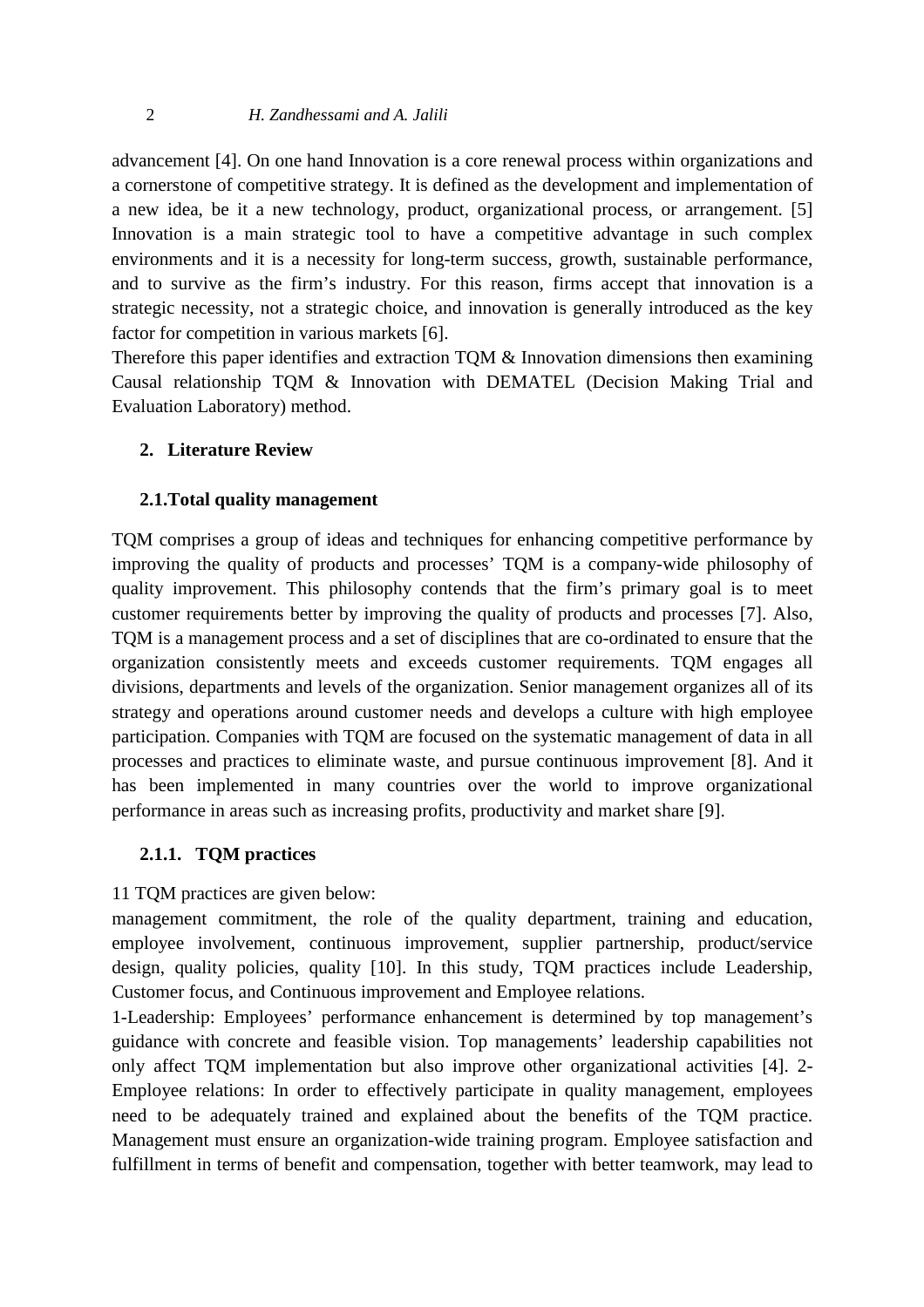advancement [4]. On one hand Innovation is a core renewal process within organizations and a cornerstone of competitive strategy. It is defined as the development and implementation of a new idea, be it a new technology, product, organizational process, or arrangement. [5] Innovation is a main strategic tool to have a competitive advantage in such complex environments and it is a necessity for long-term success, growth, sustainable performance, and to survive as the firm's industry. For this reason, firms accept that innovation is a strategic necessity, not a strategic choice, and innovation is generally introduced as the key factor for competition in various markets [6].

Therefore this paper identifies and extraction TQM & Innovation dimensions then examining Causal relationship TQM & Innovation with DEMATEL (Decision Making Trial and Evaluation Laboratory) method.

## 2. Literature Review

### 2.1. Total quality management

TQM comprises a group of ideas and techniques for enhancing competitive performance by improving the quality of products and processes' TQM is a company-wide philosophy of quality improvement. This philosophy contends that the firm's primary goal is to meet customer requirements better by improving the quality of products and processes [7]. Also, TQM is a management process and a set of disciplines that are co-ordinated to ensure that the organization consistently meets and exceeds customer requirements. TQM engages all divisions, departments and levels of the organization. Senior management organizes all of its strategy and operations around customer needs and develops a culture with high employee participation. Companies with TQM are focused on the systematic management of data in all processes and practices to eliminate waste, and pursue continuous improvement [8]. And it has been implemented in many countries over the world to improve organizational performance in areas such as increasing profits, productivity and market share [9].

#### 2.1.1. TQM practices

11 TQM practices are given below:

management commitment, the role of the quality department, training and education, employee involvement, continuous improvement, supplier partnership, product/service design, quality policies, quality [10]. In this study, TQM practices include Leadership, Customer focus, and Continuous improvement and Employee relations.

1-Leadership: Employees' performance enhancement is determined by top management's guidance with concrete and feasible vision. Top managements' leadership capabilities not only affect TQM implementation but also improve other organizational activities [4]. 2-Employee relations: In order to effectively participate in quality management, employees need to be adequately trained and explained about the benefits of the TQM practice. Management must ensure an organization-wide training program. Employee satisfaction and fulfillment in terms of benefit and compensation, together with better teamwork, may lead to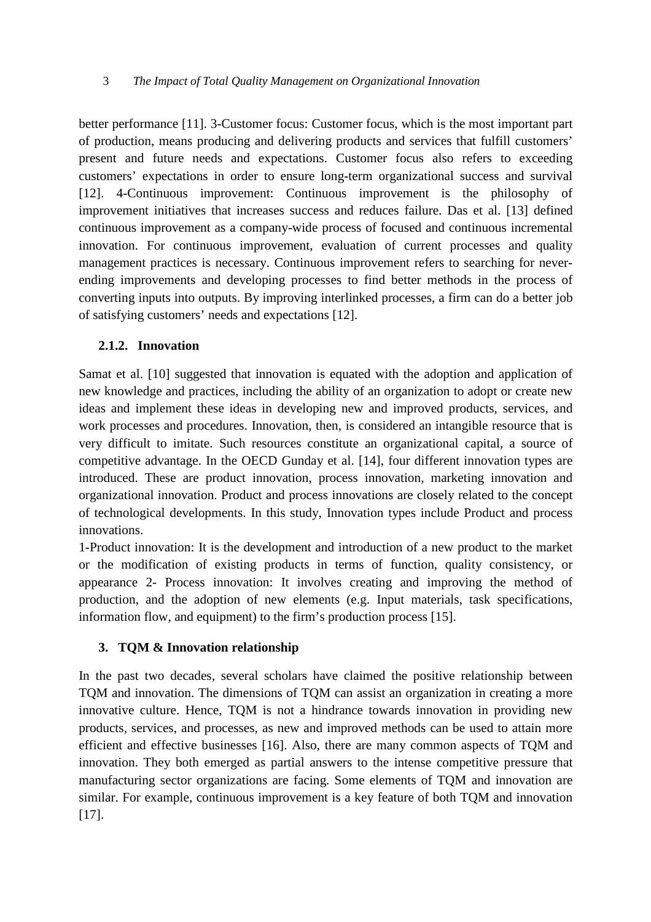better performance [11]. 3-Customer focus: Customer focus, which is the most important part of production, means producing and delivering products and services that fulfill customers' present and future needs and expectations. Customer focus also refers to exceeding customers' expectations in order to ensure long-term organizational success and survival [12]. 4-Continuous improvement: Continuous improvement is the philosophy of improvement initiatives that increases success and reduces failure. Das et al. [13] defined continuous improvement as a company-wide process of focused and continuous incremental innovation. For continuous improvement, evaluation of current processes and quality management practices is necessary. Continuous improvement refers to searching for never-ending improvements and developing processes to find better methods in the process of converting inputs into outputs. By improving interlinked processes, a firm can do a better job of satisfying customers' needs and expectations [12].

### 2.1.2. Innovation

Samat et al. [10] suggested that innovation is equated with the adoption and application of new knowledge and practices, including the ability of an organization to adopt or create new ideas and implement these ideas in developing new and improved products, services, and work processes and procedures. Innovation, then, is considered an intangible resource that is very difficult to imitate. Such resources constitute an organizational capital, a source of competitive advantage. In the OECD Gunday et al. [14], four different innovation types are introduced. These are product innovation, process innovation, marketing innovation and organizational innovation. Product and process innovations are closely related to the concept of technological developments. In this study, Innovation types include Product and process innovations.

1-Product innovation: It is the development and introduction of a new product to the market or the modification of existing products in terms of function, quality consistency, or appearance 2- Process innovation: It involves creating and improving the method of production, and the adoption of new elements (e.g. Input materials, task specifications, information flow, and equipment) to the firm's production process [15].

## 3. TQM & Innovation relationship

In the past two decades, several scholars have claimed the positive relationship between TQM and innovation. The dimensions of TQM can assist an organization in creating a more innovative culture. Hence, TQM is not a hindrance towards innovation in providing new products, services, and processes, as new and improved methods can be used to attain more efficient and effective businesses [16]. Also, there are many common aspects of TQM and innovation. They both emerged as partial answers to the intense competitive pressure that manufacturing sector organizations are facing. Some elements of TQM and innovation are similar. For example, continuous improvement is a key feature of both TQM and innovation [17].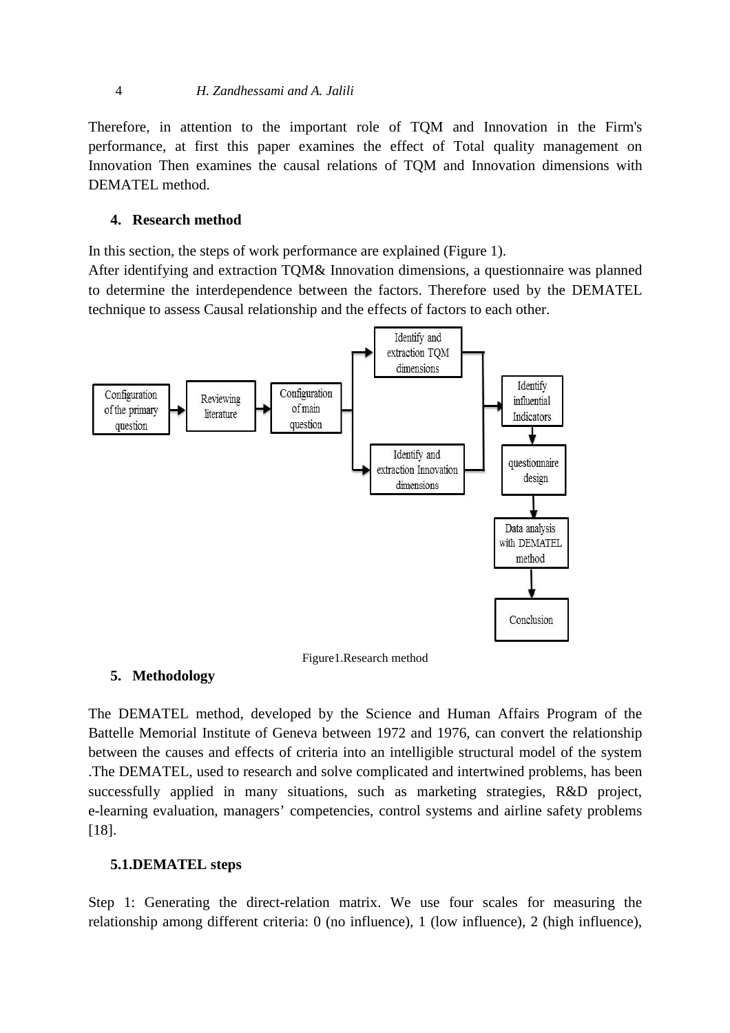Therefore, in attention to the important role of TQM and Innovation in the Firm's performance, at first this paper examines the effect of Total quality management on Innovation Then examines the causal relations of TQM and Innovation dimensions with DEMATEL method.

## 4. Research method

In this section, the steps of work performance are explained (Figure 1).

After identifying and extraction TQM& Innovation dimensions, a questionnaire was planned to determine the interdependence between the factors. Therefore used by the DEMATEL technique to assess Causal relationship and the effects of factors to each other.

Configuration of the primary question → Reviewing literature → Configuration of main question → Identify and extraction TQM dimensions / Identify and extraction Innovation dimensions → Identify influential Indicators → questionnaire design → Data analysis with DEMATEL method → Conclusion

Figure1.Research method

## 5. Methodology

The DEMATEL method, developed by the Science and Human Affairs Program of the Battelle Memorial Institute of Geneva between 1972 and 1976, can convert the relationship between the causes and effects of criteria into an intelligible structural model of the system .The DEMATEL, used to research and solve complicated and intertwined problems, has been successfully applied in many situations, such as marketing strategies, R&D project, e-learning evaluation, managers' competencies, control systems and airline safety problems [18].

### 5.1.DEMATEL steps

Step 1: Generating the direct-relation matrix. We use four scales for measuring the relationship among different criteria: 0 (no influence), 1 (low influence), 2 (high influence),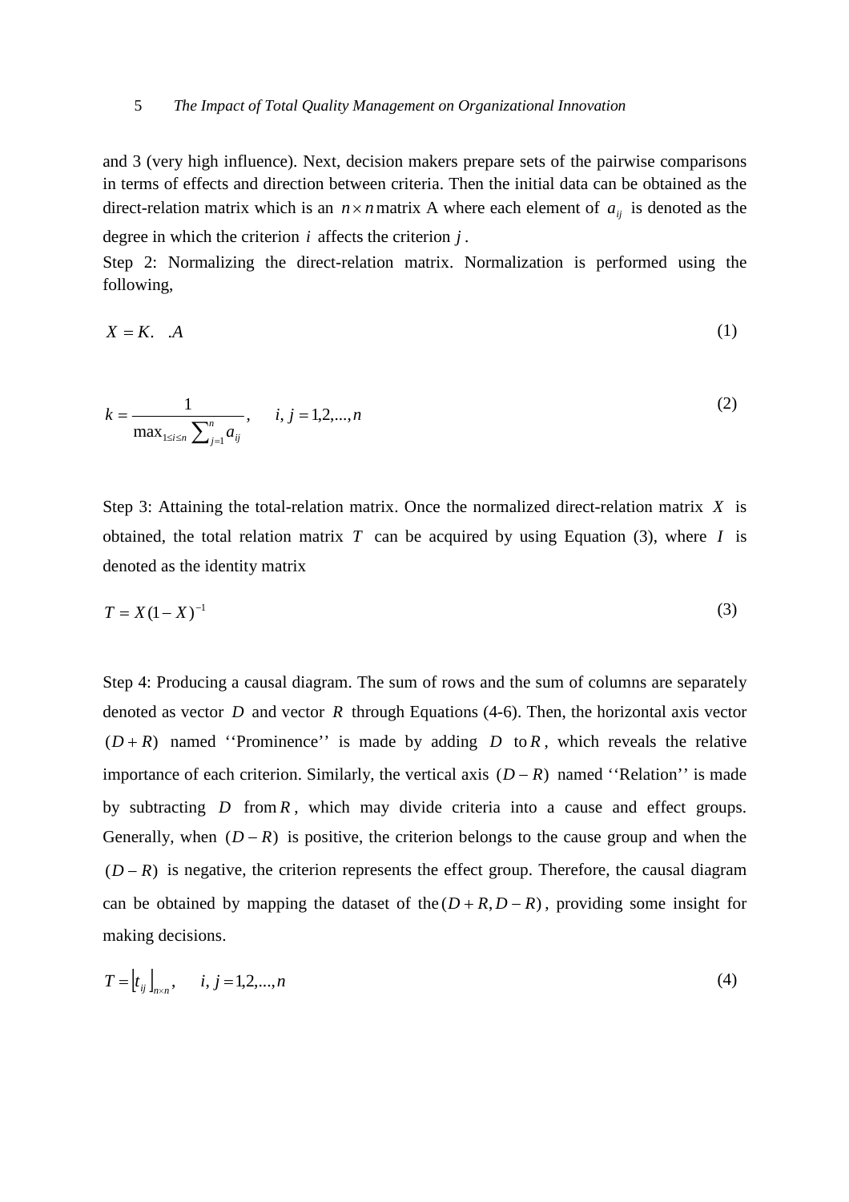and 3 (very high influence). Next, decision makers prepare sets of the pairwise comparisons in terms of effects and direction between criteria. Then the initial data can be obtained as the direct-relation matrix which is an $n \times n$ matrix A where each element of $a_{ij}$ is denoted as the degree in which the criterion $i$ affects the criterion $j$.

Step 2: Normalizing the direct-relation matrix. Normalization is performed using the following,

$$X = K. \quad .A \tag{1}$$

$$k = \frac{1}{\max_{1 \leq i \leq n} \sum_{j=1}^{n} a_{ij}}, \qquad i, j = 1,2,...,n \tag{2}$$

Step 3: Attaining the total-relation matrix. Once the normalized direct-relation matrix $X$ is obtained, the total relation matrix $T$ can be acquired by using Equation (3), where $I$ is denoted as the identity matrix

$$T = X(1 - X)^{-1} \tag{3}$$

Step 4: Producing a causal diagram. The sum of rows and the sum of columns are separately denoted as vector $D$ and vector $R$ through Equations (4-6). Then, the horizontal axis vector $(D + R)$ named ''Prominence'' is made by adding $D$ to $R$, which reveals the relative importance of each criterion. Similarly, the vertical axis $(D - R)$ named ''Relation'' is made by subtracting $D$ from $R$, which may divide criteria into a cause and effect groups. Generally, when $(D - R)$ is positive, the criterion belongs to the cause group and when the $(D - R)$ is negative, the criterion represents the effect group. Therefore, the causal diagram can be obtained by mapping the dataset of the $(D + R, D - R)$, providing some insight for making decisions.

$$T = \lfloor t_{ij} \rfloor_{n \times n}, \qquad i, j = 1,2,...,n \tag{4}$$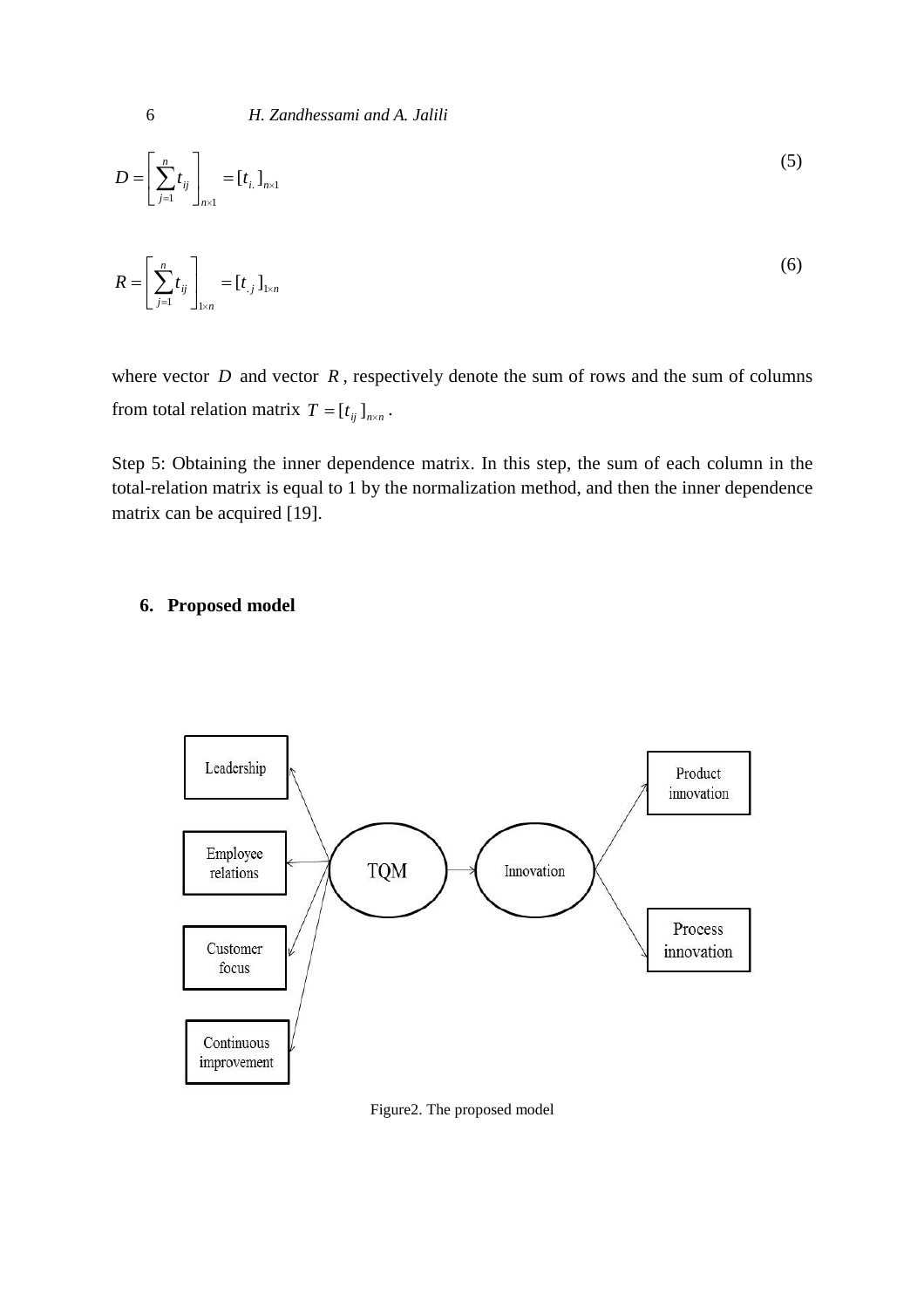$$D = \left[ \sum_{j=1}^{n} t_{ij} \right]_{n \times 1} = [t_{i.}]_{n \times 1} \tag{5}$$

$$R = \left[ \sum_{j=1}^{n} t_{ij} \right]_{1 \times n} = [t_{.j}]_{1 \times n} \tag{6}$$

where vector $D$ and vector $R$, respectively denote the sum of rows and the sum of columns from total relation matrix $T = [t_{ij}]_{n \times n}$.

Step 5: Obtaining the inner dependence matrix. In this step, the sum of each column in the total-relation matrix is equal to 1 by the normalization method, and then the inner dependence matrix can be acquired [19].

## 6. Proposed model

Leadership

Employee relations

Customer focus

Continuous improvement

TQM

Innovation

Product innovation

Process innovation

Figure2. The proposed model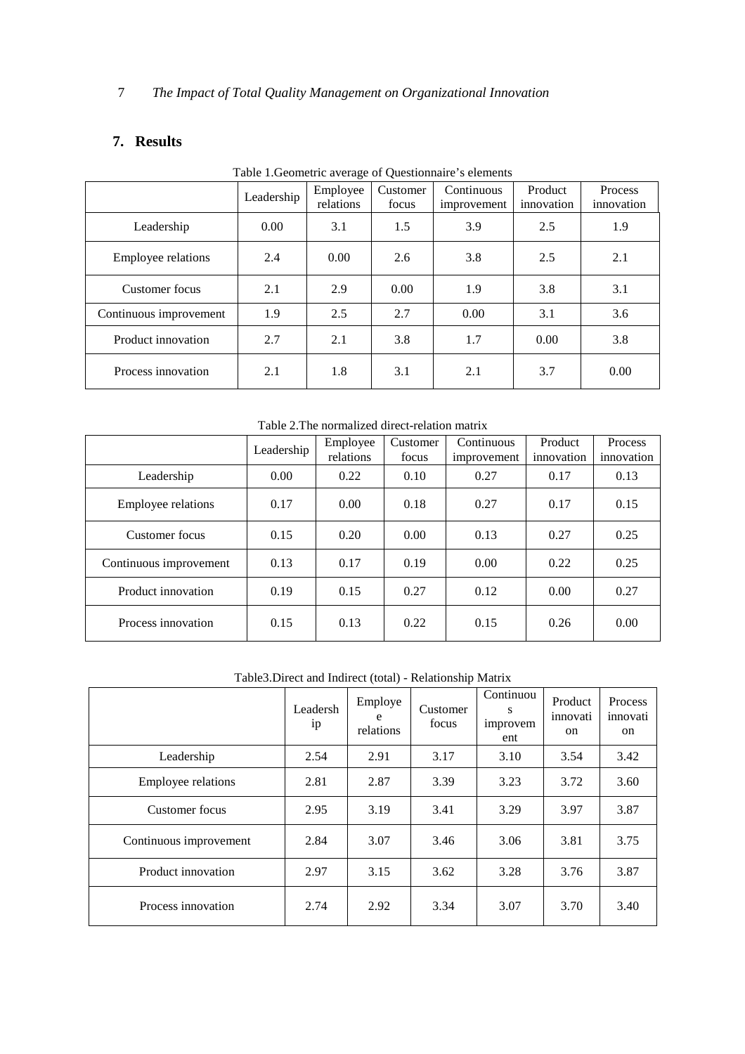## 7. Results

Table 1.Geometric average of Questionnaire's elements

| | Leadership | Employee relations | Customer focus | Continuous improvement | Product innovation | Process innovation |
|---|---|---|---|---|---|---|
| Leadership | 0.00 | 3.1 | 1.5 | 3.9 | 2.5 | 1.9 |
| Employee relations | 2.4 | 0.00 | 2.6 | 3.8 | 2.5 | 2.1 |
| Customer focus | 2.1 | 2.9 | 0.00 | 1.9 | 3.8 | 3.1 |
| Continuous improvement | 1.9 | 2.5 | 2.7 | 0.00 | 3.1 | 3.6 |
| Product innovation | 2.7 | 2.1 | 3.8 | 1.7 | 0.00 | 3.8 |
| Process innovation | 2.1 | 1.8 | 3.1 | 2.1 | 3.7 | 0.00 |

Table 2.The normalized direct-relation matrix

| | Leadership | Employee relations | Customer focus | Continuous improvement | Product innovation | Process innovation |
|---|---|---|---|---|---|---|
| Leadership | 0.00 | 0.22 | 0.10 | 0.27 | 0.17 | 0.13 |
| Employee relations | 0.17 | 0.00 | 0.18 | 0.27 | 0.17 | 0.15 |
| Customer focus | 0.15 | 0.20 | 0.00 | 0.13 | 0.27 | 0.25 |
| Continuous improvement | 0.13 | 0.17 | 0.19 | 0.00 | 0.22 | 0.25 |
| Product innovation | 0.19 | 0.15 | 0.27 | 0.12 | 0.00 | 0.27 |
| Process innovation | 0.15 | 0.13 | 0.22 | 0.15 | 0.26 | 0.00 |

Table3.Direct and Indirect (total) - Relationship Matrix

| | Leadership | Employee relations | Customer focus | Continuous improvement | Product innovation | Process innovation |
|---|---|---|---|---|---|---|
| Leadership | 2.54 | 2.91 | 3.17 | 3.10 | 3.54 | 3.42 |
| Employee relations | 2.81 | 2.87 | 3.39 | 3.23 | 3.72 | 3.60 |
| Customer focus | 2.95 | 3.19 | 3.41 | 3.29 | 3.97 | 3.87 |
| Continuous improvement | 2.84 | 3.07 | 3.46 | 3.06 | 3.81 | 3.75 |
| Product innovation | 2.97 | 3.15 | 3.62 | 3.28 | 3.76 | 3.87 |
| Process innovation | 2.74 | 2.92 | 3.34 | 3.07 | 3.70 | 3.40 |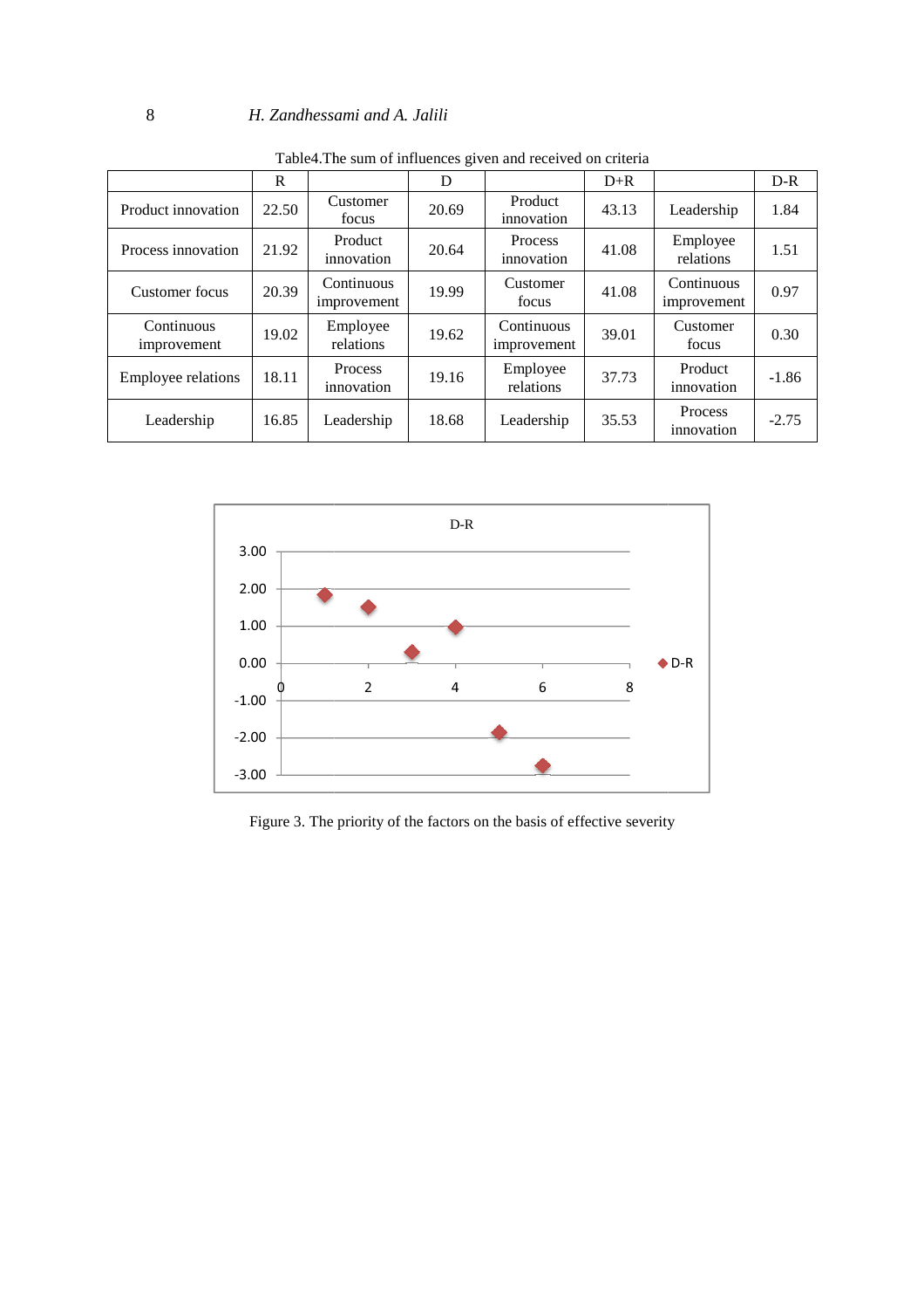Table4.The sum of influences given and received on criteria

| | R | | D | | D+R | | D-R |
|---|---|---|---|---|---|---|---|
| Product innovation | 22.50 | Customer focus | 20.69 | Product innovation | 43.13 | Leadership | 1.84 |
| Process innovation | 21.92 | Product innovation | 20.64 | Process innovation | 41.08 | Employee relations | 1.51 |
| Customer focus | 20.39 | Continuous improvement | 19.99 | Customer focus | 41.08 | Continuous improvement | 0.97 |
| Continuous improvement | 19.02 | Employee relations | 19.62 | Continuous improvement | 39.01 | Customer focus | 0.30 |
| Employee relations | 18.11 | Process innovation | 19.16 | Employee relations | 37.73 | Product innovation | -1.86 |
| Leadership | 16.85 | Leadership | 18.68 | Leadership | 35.53 | Process innovation | -2.75 |

Figure 3. The priority of the factors on the basis of effective severity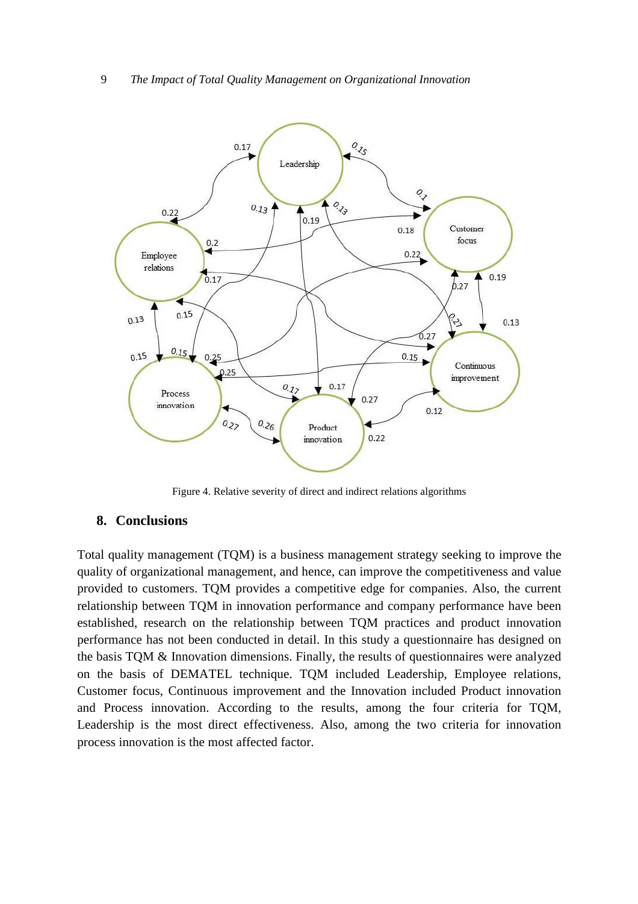Figure 4. Relative severity of direct and indirect relations algorithms

## 8. Conclusions

Total quality management (TQM) is a business management strategy seeking to improve the quality of organizational management, and hence, can improve the competitiveness and value provided to customers. TQM provides a competitive edge for companies. Also, the current relationship between TQM in innovation performance and company performance have been established, research on the relationship between TQM practices and product innovation performance has not been conducted in detail. In this study a questionnaire has designed on the basis TQM & Innovation dimensions. Finally, the results of questionnaires were analyzed on the basis of DEMATEL technique. TQM included Leadership, Employee relations, Customer focus, Continuous improvement and the Innovation included Product innovation and Process innovation. According to the results, among the four criteria for TQM, Leadership is the most direct effectiveness. Also, among the two criteria for innovation process innovation is the most affected factor.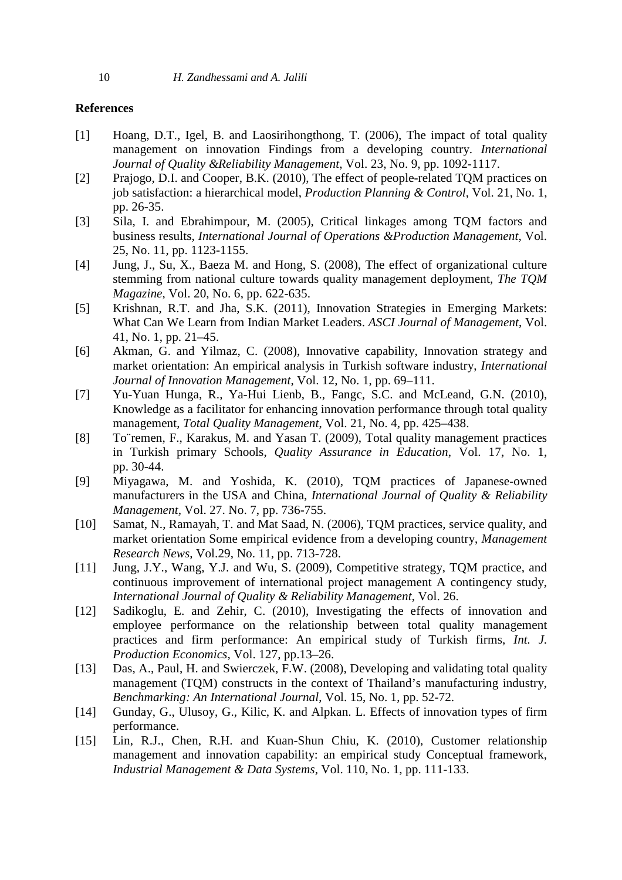## References

[1] Hoang, D.T., Igel, B. and Laosirihongthong, T. (2006), The impact of total quality management on innovation Findings from a developing country. *International Journal of Quality &Reliability Management*, Vol. 23, No. 9, pp. 1092-1117.

[2] Prajogo, D.I. and Cooper, B.K. (2010), The effect of people-related TQM practices on job satisfaction: a hierarchical model, *Production Planning & Control*, Vol. 21, No. 1, pp. 26-35.

[3] Sila, I. and Ebrahimpour, M. (2005), Critical linkages among TQM factors and business results, *International Journal of Operations &Production Management*, Vol. 25, No. 11, pp. 1123-1155.

[4] Jung, J., Su, X., Baeza M. and Hong, S. (2008), The effect of organizational culture stemming from national culture towards quality management deployment, *The TQM Magazine*, Vol. 20, No. 6, pp. 622-635.

[5] Krishnan, R.T. and Jha, S.K. (2011), Innovation Strategies in Emerging Markets: What Can We Learn from Indian Market Leaders. *ASCI Journal of Management*, Vol. 41, No. 1, pp. 21–45.

[6] Akman, G. and Yilmaz, C. (2008), Innovative capability, Innovation strategy and market orientation: An empirical analysis in Turkish software industry, *International Journal of Innovation Management*, Vol. 12, No. 1, pp. 69–111.

[7] Yu-Yuan Hunga, R., Ya-Hui Lienb, B., Fangc, S.C. and McLeand, G.N. (2010), Knowledge as a facilitator for enhancing innovation performance through total quality management, *Total Quality Management*, Vol. 21, No. 4, pp. 425–438.

[8] To¨remen, F., Karakus, M. and Yasan T. (2009), Total quality management practices in Turkish primary Schools, *Quality Assurance in Education*, Vol. 17, No. 1, pp. 30-44.

[9] Miyagawa, M. and Yoshida, K. (2010), TQM practices of Japanese-owned manufacturers in the USA and China, *International Journal of Quality & Reliability Management*, Vol. 27. No. 7, pp. 736-755.

[10] Samat, N., Ramayah, T. and Mat Saad, N. (2006), TQM practices, service quality, and market orientation Some empirical evidence from a developing country, *Management Research News*, Vol.29, No. 11, pp. 713-728.

[11] Jung, J.Y., Wang, Y.J. and Wu, S. (2009), Competitive strategy, TQM practice, and continuous improvement of international project management A contingency study, *International Journal of Quality & Reliability Management*, Vol. 26.

[12] Sadikoglu, E. and Zehir, C. (2010), Investigating the effects of innovation and employee performance on the relationship between total quality management practices and firm performance: An empirical study of Turkish firms, *Int. J. Production Economics*, Vol. 127, pp.13–26.

[13] Das, A., Paul, H. and Swierczek, F.W. (2008), Developing and validating total quality management (TQM) constructs in the context of Thailand's manufacturing industry, *Benchmarking: An International Journal*, Vol. 15, No. 1, pp. 52-72.

[14] Gunday, G., Ulusoy, G., Kilic, K. and Alpkan. L. Effects of innovation types of firm performance.

[15] Lin, R.J., Chen, R.H. and Kuan-Shun Chiu, K. (2010), Customer relationship management and innovation capability: an empirical study Conceptual framework, *Industrial Management & Data Systems*, Vol. 110, No. 1, pp. 111-133.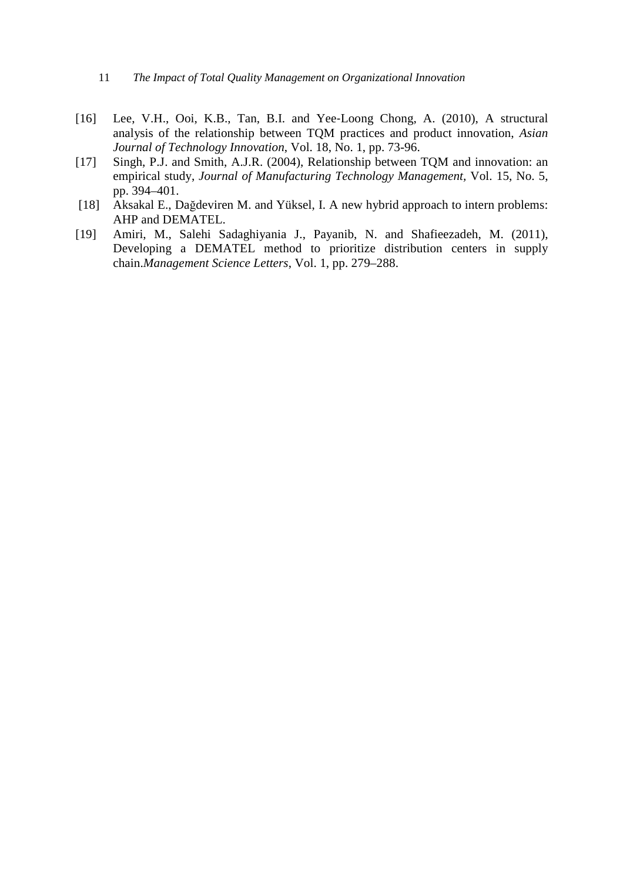[16] Lee, V.H., Ooi, K.B., Tan, B.I. and Yee-Loong Chong, A. (2010), A structural analysis of the relationship between TQM practices and product innovation, *Asian Journal of Technology Innovation*, Vol. 18, No. 1, pp. 73-96.

[17] Singh, P.J. and Smith, A.J.R. (2004), Relationship between TQM and innovation: an empirical study, *Journal of Manufacturing Technology Management*, Vol. 15, No. 5, pp. 394–401.

[18] Aksakal E., Dağdeviren M. and Yüksel, I. A new hybrid approach to intern problems: AHP and DEMATEL.

[19] Amiri, M., Salehi Sadaghiyania J., Payanib, N. and Shafieezadeh, M. (2011), Developing a DEMATEL method to prioritize distribution centers in supply chain.*Management Science Letters*, Vol. 1, pp. 279–288.